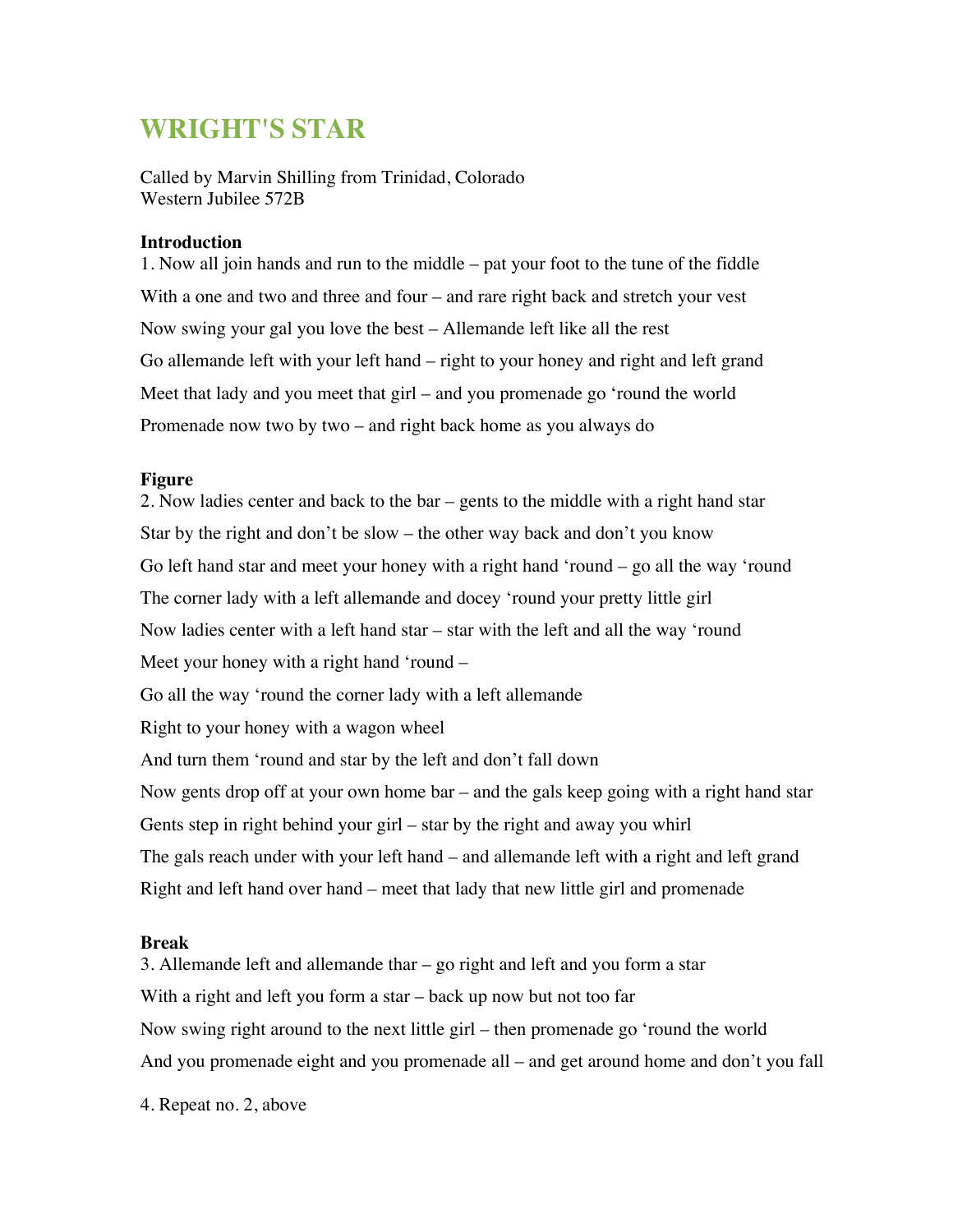# WRIGHT'S STAR

Called by Marvin Shilling from Trinidad, Colorado
Western Jubilee 572B

**Introduction**

1. Now all join hands and run to the middle – pat your foot to the tune of the fiddle

With a one and two and three and four – and rare right back and stretch your vest

Now swing your gal you love the best – Allemande left like all the rest

Go allemande left with your left hand – right to your honey and right and left grand

Meet that lady and you meet that girl – and you promenade go 'round the world

Promenade now two by two – and right back home as you always do

**Figure**

2. Now ladies center and back to the bar – gents to the middle with a right hand star

Star by the right and don't be slow – the other way back and don't you know

Go left hand star and meet your honey with a right hand 'round – go all the way 'round

The corner lady with a left allemande and docey 'round your pretty little girl

Now ladies center with a left hand star – star with the left and all the way 'round

Meet your honey with a right hand 'round –

Go all the way 'round the corner lady with a left allemande

Right to your honey with a wagon wheel

And turn them 'round and star by the left and don't fall down

Now gents drop off at your own home bar – and the gals keep going with a right hand star

Gents step in right behind your girl – star by the right and away you whirl

The gals reach under with your left hand – and allemande left with a right and left grand

Right and left hand over hand – meet that lady that new little girl and promenade

**Break**

3. Allemande left and allemande thar – go right and left and you form a star

With a right and left you form a star – back up now but not too far

Now swing right around to the next little girl – then promenade go 'round the world

And you promenade eight and you promenade all – and get around home and don't you fall

4. Repeat no. 2, above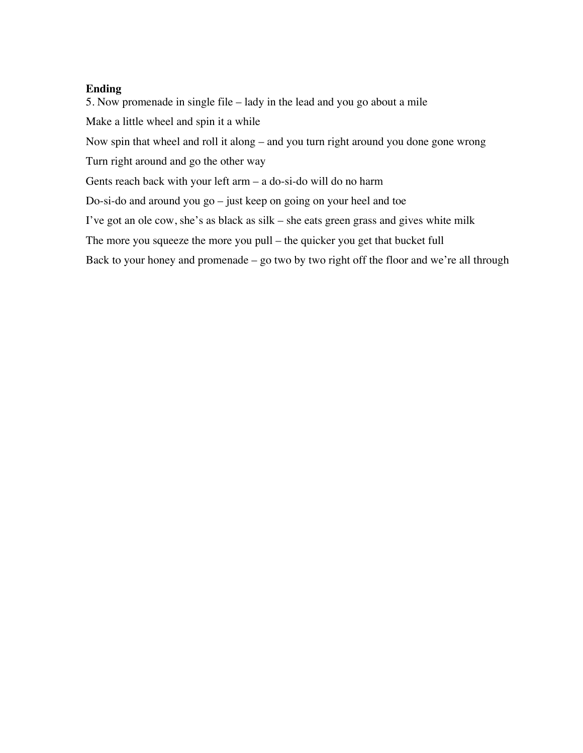**Ending**

5. Now promenade in single file – lady in the lead and you go about a mile

Make a little wheel and spin it a while

Now spin that wheel and roll it along – and you turn right around you done gone wrong

Turn right around and go the other way

Gents reach back with your left arm – a do-si-do will do no harm

Do-si-do and around you go – just keep on going on your heel and toe

I've got an ole cow, she's as black as silk – she eats green grass and gives white milk

The more you squeeze the more you pull – the quicker you get that bucket full

Back to your honey and promenade – go two by two right off the floor and we're all through